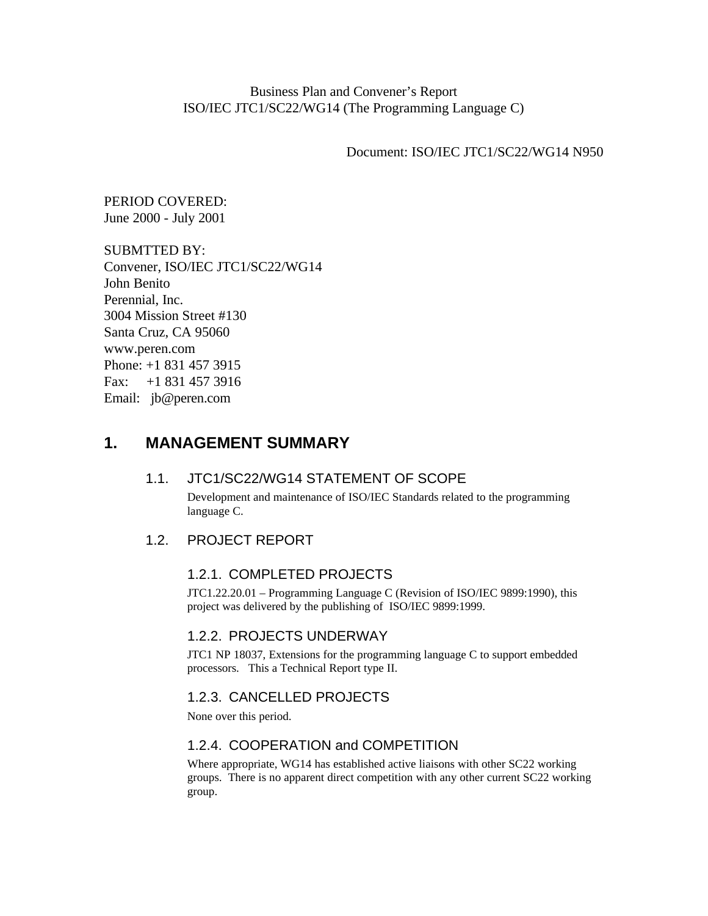Business Plan and Convener's Report
ISO/IEC JTC1/SC22/WG14 (The Programming Language C)

Document: ISO/IEC JTC1/SC22/WG14 N950

PERIOD COVERED:
June 2000 - July 2001

SUBMTTED BY:
Convener, ISO/IEC JTC1/SC22/WG14
John Benito
Perennial, Inc.
3004 Mission Street #130
Santa Cruz, CA 95060
www.peren.com
Phone: +1 831 457 3915
Fax: +1 831 457 3916
Email: jb@peren.com

# 1. MANAGEMENT SUMMARY

## 1.1. JTC1/SC22/WG14 STATEMENT OF SCOPE

Development and maintenance of ISO/IEC Standards related to the programming language C.

## 1.2. PROJECT REPORT

### 1.2.1. COMPLETED PROJECTS

JTC1.22.20.01 – Programming Language C (Revision of ISO/IEC 9899:1990), this project was delivered by the publishing of ISO/IEC 9899:1999.

### 1.2.2. PROJECTS UNDERWAY

JTC1 NP 18037, Extensions for the programming language C to support embedded processors. This a Technical Report type II.

### 1.2.3. CANCELLED PROJECTS

None over this period.

### 1.2.4. COOPERATION and COMPETITION

Where appropriate, WG14 has established active liaisons with other SC22 working groups. There is no apparent direct competition with any other current SC22 working group.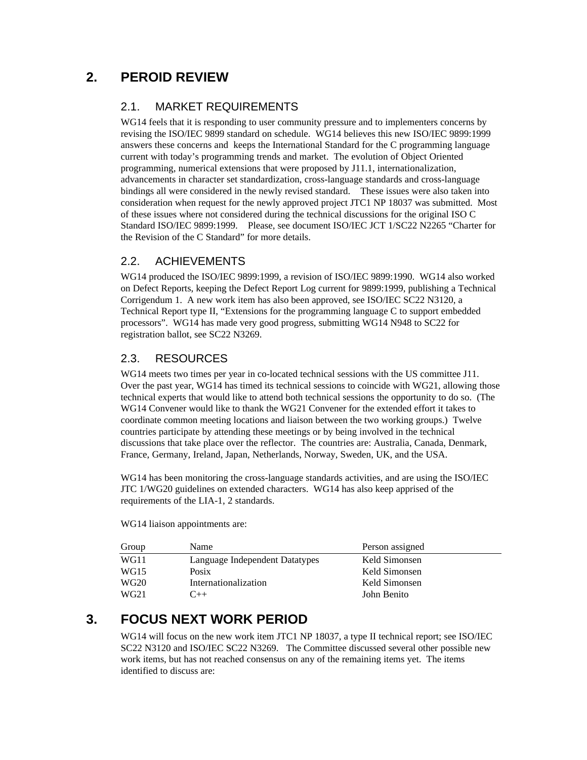## 2. PEROID REVIEW

### 2.1. MARKET REQUIREMENTS

WG14 feels that it is responding to user community pressure and to implementers concerns by revising the ISO/IEC 9899 standard on schedule. WG14 believes this new ISO/IEC 9899:1999 answers these concerns and keeps the International Standard for the C programming language current with today's programming trends and market. The evolution of Object Oriented programming, numerical extensions that were proposed by J11.1, internationalization, advancements in character set standardization, cross-language standards and cross-language bindings all were considered in the newly revised standard. These issues were also taken into consideration when request for the newly approved project JTC1 NP 18037 was submitted. Most of these issues where not considered during the technical discussions for the original ISO C Standard ISO/IEC 9899:1999. Please, see document ISO/IEC JCT 1/SC22 N2265 "Charter for the Revision of the C Standard" for more details.

### 2.2. ACHIEVEMENTS

WG14 produced the ISO/IEC 9899:1999, a revision of ISO/IEC 9899:1990. WG14 also worked on Defect Reports, keeping the Defect Report Log current for 9899:1999, publishing a Technical Corrigendum 1. A new work item has also been approved, see ISO/IEC SC22 N3120, a Technical Report type II, "Extensions for the programming language C to support embedded processors". WG14 has made very good progress, submitting WG14 N948 to SC22 for registration ballot, see SC22 N3269.

### 2.3. RESOURCES

WG14 meets two times per year in co-located technical sessions with the US committee J11. Over the past year, WG14 has timed its technical sessions to coincide with WG21, allowing those technical experts that would like to attend both technical sessions the opportunity to do so. (The WG14 Convener would like to thank the WG21 Convener for the extended effort it takes to coordinate common meeting locations and liaison between the two working groups.) Twelve countries participate by attending these meetings or by being involved in the technical discussions that take place over the reflector. The countries are: Australia, Canada, Denmark, France, Germany, Ireland, Japan, Netherlands, Norway, Sweden, UK, and the USA.

WG14 has been monitoring the cross-language standards activities, and are using the ISO/IEC JTC 1/WG20 guidelines on extended characters. WG14 has also keep apprised of the requirements of the LIA-1, 2 standards.

WG14 liaison appointments are:

| Group | Name | Person assigned |
|---|---|---|
| WG11 | Language Independent Datatypes | Keld Simonsen |
| WG15 | Posix | Keld Simonsen |
| WG20 | Internationalization | Keld Simonsen |
| WG21 | C++ | John Benito |

## 3. FOCUS NEXT WORK PERIOD

WG14 will focus on the new work item JTC1 NP 18037, a type II technical report; see ISO/IEC SC22 N3120 and ISO/IEC SC22 N3269. The Committee discussed several other possible new work items, but has not reached consensus on any of the remaining items yet. The items identified to discuss are: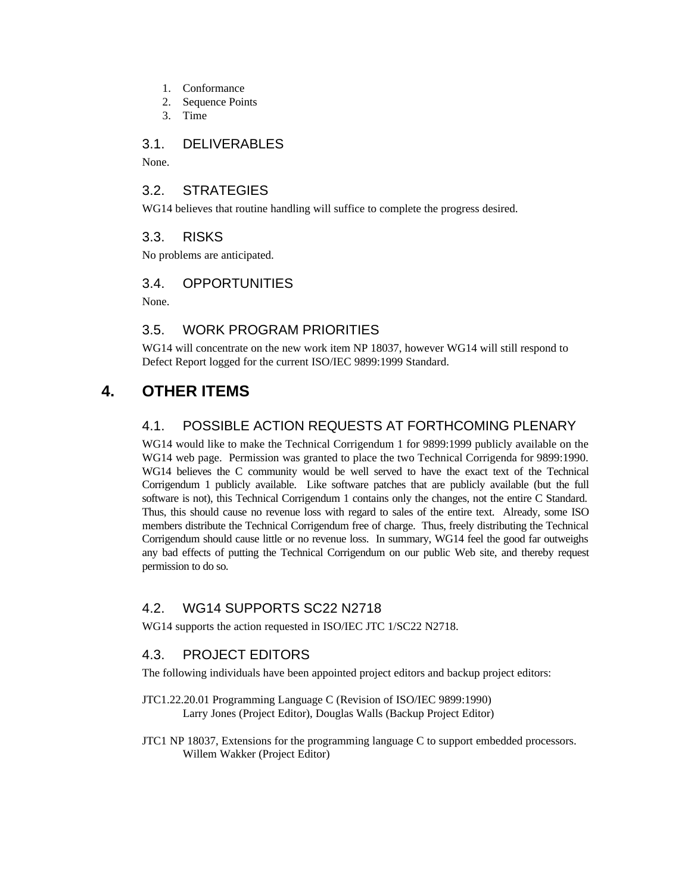1. Conformance
2. Sequence Points
3. Time

### 3.1. DELIVERABLES

None.

### 3.2. STRATEGIES

WG14 believes that routine handling will suffice to complete the progress desired.

### 3.3. RISKS

No problems are anticipated.

### 3.4. OPPORTUNITIES

None.

### 3.5. WORK PROGRAM PRIORITIES

WG14 will concentrate on the new work item NP 18037, however WG14 will still respond to Defect Report logged for the current ISO/IEC 9899:1999 Standard.

## 4. OTHER ITEMS

### 4.1. POSSIBLE ACTION REQUESTS AT FORTHCOMING PLENARY

WG14 would like to make the Technical Corrigendum 1 for 9899:1999 publicly available on the WG14 web page. Permission was granted to place the two Technical Corrigenda for 9899:1990. WG14 believes the C community would be well served to have the exact text of the Technical Corrigendum 1 publicly available. Like software patches that are publicly available (but the full software is not), this Technical Corrigendum 1 contains only the changes, not the entire C Standard. Thus, this should cause no revenue loss with regard to sales of the entire text. Already, some ISO members distribute the Technical Corrigendum free of charge. Thus, freely distributing the Technical Corrigendum should cause little or no revenue loss. In summary, WG14 feel the good far outweighs any bad effects of putting the Technical Corrigendum on our public Web site, and thereby request permission to do so.

### 4.2. WG14 SUPPORTS SC22 N2718

WG14 supports the action requested in ISO/IEC JTC 1/SC22 N2718.

### 4.3. PROJECT EDITORS

The following individuals have been appointed project editors and backup project editors:

JTC1.22.20.01 Programming Language C (Revision of ISO/IEC 9899:1990)
Larry Jones (Project Editor), Douglas Walls (Backup Project Editor)

JTC1 NP 18037, Extensions for the programming language C to support embedded processors.
Willem Wakker (Project Editor)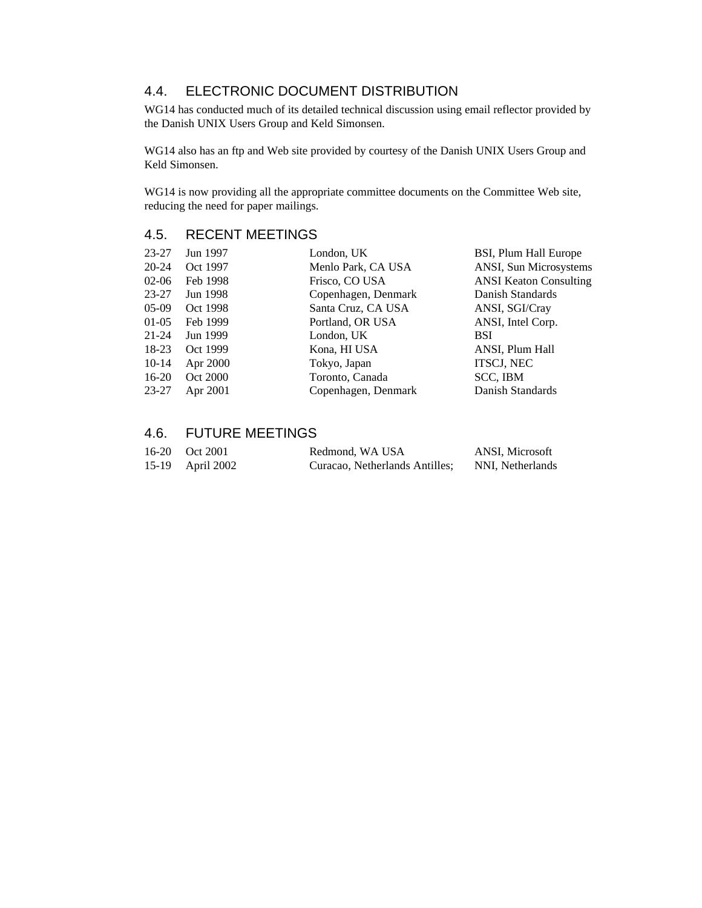## 4.4. ELECTRONIC DOCUMENT DISTRIBUTION

WG14 has conducted much of its detailed technical discussion using email reflector provided by the Danish UNIX Users Group and Keld Simonsen.

WG14 also has an ftp and Web site provided by courtesy of the Danish UNIX Users Group and Keld Simonsen.

WG14 is now providing all the appropriate committee documents on the Committee Web site, reducing the need for paper mailings.

## 4.5. RECENT MEETINGS

| | | | |
|---|---|---|---|
| 23-27 | Jun 1997 | London, UK | BSI, Plum Hall Europe |
| 20-24 | Oct 1997 | Menlo Park, CA USA | ANSI, Sun Microsystems |
| 02-06 | Feb 1998 | Frisco, CO USA | ANSI Keaton Consulting |
| 23-27 | Jun 1998 | Copenhagen, Denmark | Danish Standards |
| 05-09 | Oct 1998 | Santa Cruz, CA USA | ANSI, SGI/Cray |
| 01-05 | Feb 1999 | Portland, OR USA | ANSI, Intel Corp. |
| 21-24 | Jun 1999 | London, UK | BSI |
| 18-23 | Oct 1999 | Kona, HI USA | ANSI, Plum Hall |
| 10-14 | Apr 2000 | Tokyo, Japan | ITSCJ, NEC |
| 16-20 | Oct 2000 | Toronto, Canada | SCC, IBM |
| 23-27 | Apr 2001 | Copenhagen, Denmark | Danish Standards |

## 4.6. FUTURE MEETINGS

| | | | |
|---|---|---|---|
| 16-20 | Oct 2001 | Redmond, WA USA | ANSI, Microsoft |
| 15-19 | April 2002 | Curacao, Netherlands Antilles; | NNI, Netherlands |